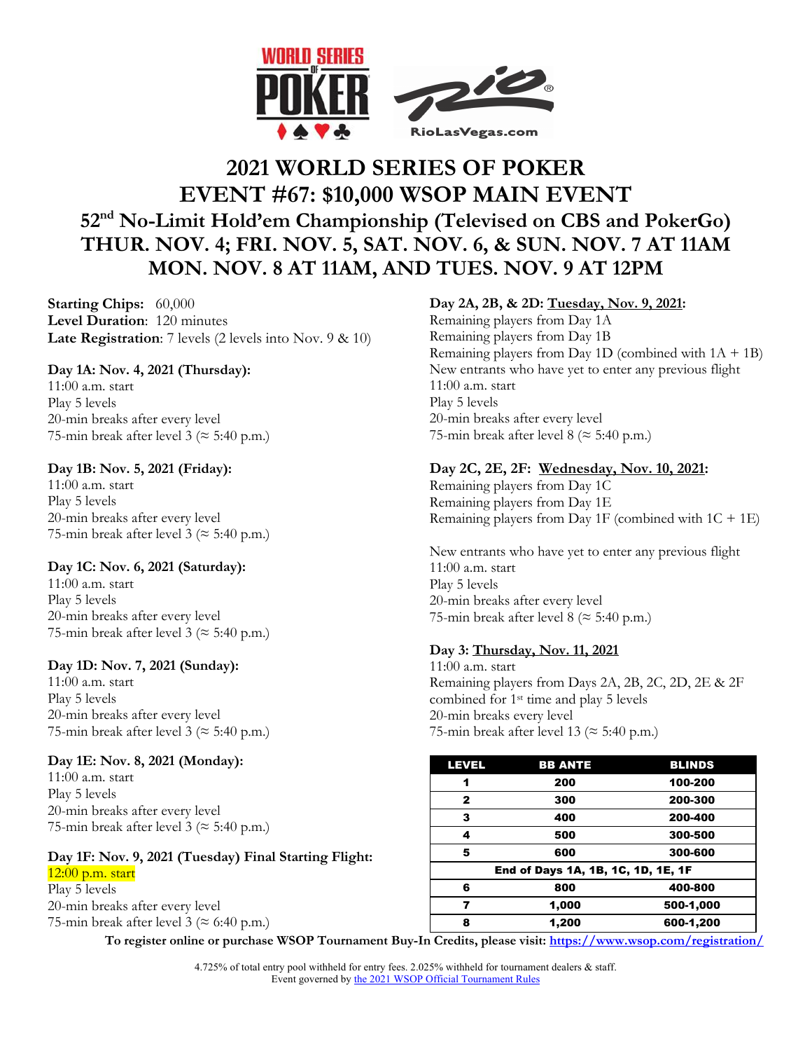# 2021 WORLD SERIES OF POKER
# EVENT #67: $10,000 WSOP MAIN EVENT
## 52nd No-Limit Hold'em Championship (Televised on CBS and PokerGo)
## THUR. NOV. 4; FRI. NOV. 5, SAT. NOV. 6, & SUN. NOV. 7 AT 11AM
## MON. NOV. 8 AT 11AM, AND TUES. NOV. 9 AT 12PM

**Starting Chips:** 60,000
**Level Duration**: 120 minutes
**Late Registration**: 7 levels (2 levels into Nov. 9 & 10)

**Day 1A: Nov. 4, 2021 (Thursday):**
11:00 a.m. start
Play 5 levels
20-min breaks after every level
75-min break after level 3 (≈ 5:40 p.m.)

**Day 1B: Nov. 5, 2021 (Friday):**
11:00 a.m. start
Play 5 levels
20-min breaks after every level
75-min break after level 3 (≈ 5:40 p.m.)

**Day 1C: Nov. 6, 2021 (Saturday):**
11:00 a.m. start
Play 5 levels
20-min breaks after every level
75-min break after level 3 (≈ 5:40 p.m.)

**Day 1D: Nov. 7, 2021 (Sunday):**
11:00 a.m. start
Play 5 levels
20-min breaks after every level
75-min break after level 3 (≈ 5:40 p.m.)

**Day 1E: Nov. 8, 2021 (Monday):**
11:00 a.m. start
Play 5 levels
20-min breaks after every level
75-min break after level 3 (≈ 5:40 p.m.)

**Day 1F: Nov. 9, 2021 (Tuesday) Final Starting Flight:**
12:00 p.m. start
Play 5 levels
20-min breaks after every level
75-min break after level 3 (≈ 6:40 p.m.)

**Day 2A, 2B, & 2D: Tuesday, Nov. 9, 2021:**
Remaining players from Day 1A
Remaining players from Day 1B
Remaining players from Day 1D (combined with 1A + 1B)
New entrants who have yet to enter any previous flight
11:00 a.m. start
Play 5 levels
20-min breaks after every level
75-min break after level 8 (≈ 5:40 p.m.)

**Day 2C, 2E, 2F: Wednesday, Nov. 10, 2021:**
Remaining players from Day 1C
Remaining players from Day 1E
Remaining players from Day 1F (combined with 1C + 1E)

New entrants who have yet to enter any previous flight
11:00 a.m. start
Play 5 levels
20-min breaks after every level
75-min break after level 8 (≈ 5:40 p.m.)

**Day 3: Thursday, Nov. 11, 2021**
11:00 a.m. start
Remaining players from Days 2A, 2B, 2C, 2D, 2E & 2F combined for 1st time and play 5 levels
20-min breaks every level
75-min break after level 13 (≈ 5:40 p.m.)

| LEVEL | BB ANTE | BLINDS |
|---|---|---|
| 1 | 200 | 100-200 |
| 2 | 300 | 200-300 |
| 3 | 400 | 200-400 |
| 4 | 500 | 300-500 |
| 5 | 600 | 300-600 |
| End of Days 1A, 1B, 1C, 1D, 1E, 1F | | |
| 6 | 800 | 400-800 |
| 7 | 1,000 | 500-1,000 |
| 8 | 1,200 | 600-1,200 |

**To register online or purchase WSOP Tournament Buy-In Credits, please visit: https://www.wsop.com/registration/**

4.725% of total entry pool withheld for entry fees. 2.025% withheld for tournament dealers & staff.
Event governed by the 2021 WSOP Official Tournament Rules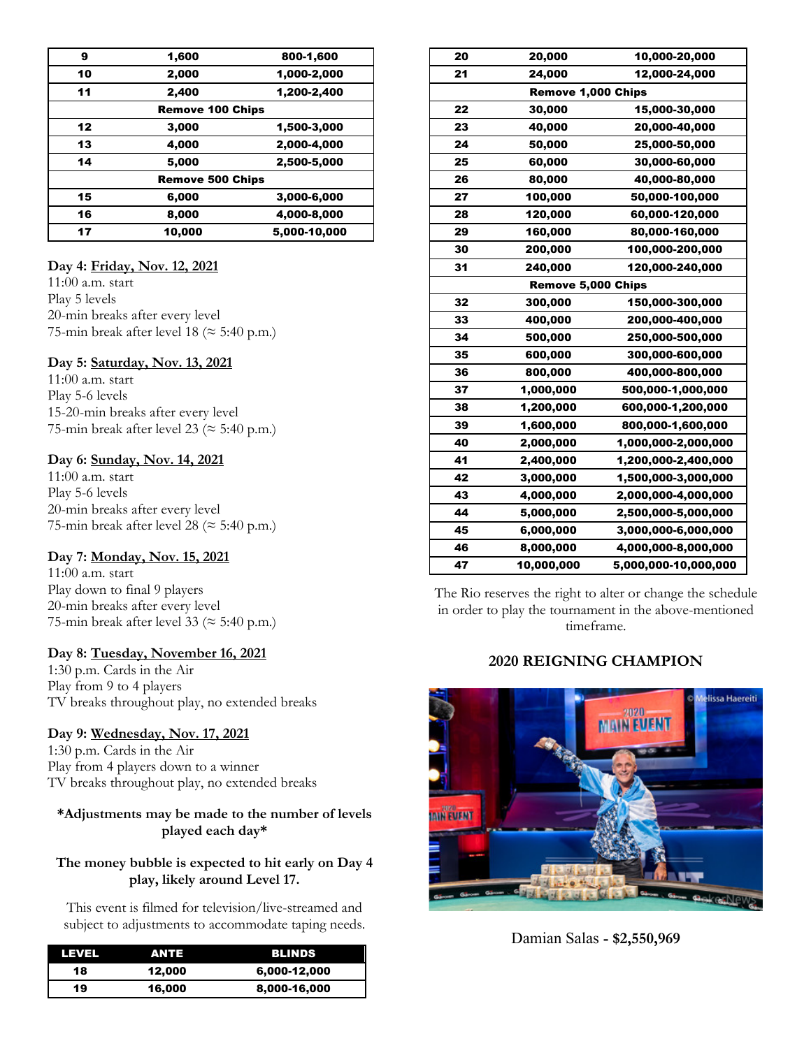| | | |
|---|---|---|
| 9 | 1,600 | 800-1,600 |
| 10 | 2,000 | 1,000-2,000 |
| 11 | 2,400 | 1,200-2,400 |
| Remove 100 Chips | | |
| 12 | 3,000 | 1,500-3,000 |
| 13 | 4,000 | 2,000-4,000 |
| 14 | 5,000 | 2,500-5,000 |
| Remove 500 Chips | | |
| 15 | 6,000 | 3,000-6,000 |
| 16 | 8,000 | 4,000-8,000 |
| 17 | 10,000 | 5,000-10,000 |

**Day 4: Friday, Nov. 12, 2021**
11:00 a.m. start
Play 5 levels
20-min breaks after every level
75-min break after level 18 (≈ 5:40 p.m.)

**Day 5: Saturday, Nov. 13, 2021**
11:00 a.m. start
Play 5-6 levels
15-20-min breaks after every level
75-min break after level 23 (≈ 5:40 p.m.)

**Day 6: Sunday, Nov. 14, 2021**
11:00 a.m. start
Play 5-6 levels
20-min breaks after every level
75-min break after level 28 (≈ 5:40 p.m.)

**Day 7: Monday, Nov. 15, 2021**
11:00 a.m. start
Play down to final 9 players
20-min breaks after every level
75-min break after level 33 (≈ 5:40 p.m.)

**Day 8: Tuesday, November 16, 2021**
1:30 p.m. Cards in the Air
Play from 9 to 4 players
TV breaks throughout play, no extended breaks

**Day 9: Wednesday, Nov. 17, 2021**
1:30 p.m. Cards in the Air
Play from 4 players down to a winner
TV breaks throughout play, no extended breaks

**\*Adjustments may be made to the number of levels played each day\***

**The money bubble is expected to hit early on Day 4 play, likely around Level 17.**

This event is filmed for television/live-streamed and subject to adjustments to accommodate taping needs.

| LEVEL | ANTE | BLINDS |
|---|---|---|
| 18 | 12,000 | 6,000-12,000 |
| 19 | 16,000 | 8,000-16,000 |
| 20 | 20,000 | 10,000-20,000 |
| 21 | 24,000 | 12,000-24,000 |
| Remove 1,000 Chips | | |
| 22 | 30,000 | 15,000-30,000 |
| 23 | 40,000 | 20,000-40,000 |
| 24 | 50,000 | 25,000-50,000 |
| 25 | 60,000 | 30,000-60,000 |
| 26 | 80,000 | 40,000-80,000 |
| 27 | 100,000 | 50,000-100,000 |
| 28 | 120,000 | 60,000-120,000 |
| 29 | 160,000 | 80,000-160,000 |
| 30 | 200,000 | 100,000-200,000 |
| 31 | 240,000 | 120,000-240,000 |
| Remove 5,000 Chips | | |
| 32 | 300,000 | 150,000-300,000 |
| 33 | 400,000 | 200,000-400,000 |
| 34 | 500,000 | 250,000-500,000 |
| 35 | 600,000 | 300,000-600,000 |
| 36 | 800,000 | 400,000-800,000 |
| 37 | 1,000,000 | 500,000-1,000,000 |
| 38 | 1,200,000 | 600,000-1,200,000 |
| 39 | 1,600,000 | 800,000-1,600,000 |
| 40 | 2,000,000 | 1,000,000-2,000,000 |
| 41 | 2,400,000 | 1,200,000-2,400,000 |
| 42 | 3,000,000 | 1,500,000-3,000,000 |
| 43 | 4,000,000 | 2,000,000-4,000,000 |
| 44 | 5,000,000 | 2,500,000-5,000,000 |
| 45 | 6,000,000 | 3,000,000-6,000,000 |
| 46 | 8,000,000 | 4,000,000-8,000,000 |
| 47 | 10,000,000 | 5,000,000-10,000,000 |

The Rio reserves the right to alter or change the schedule in order to play the tournament in the above-mentioned timeframe.

## 2020 REIGNING CHAMPION

Damian Salas - **$2,550,969**